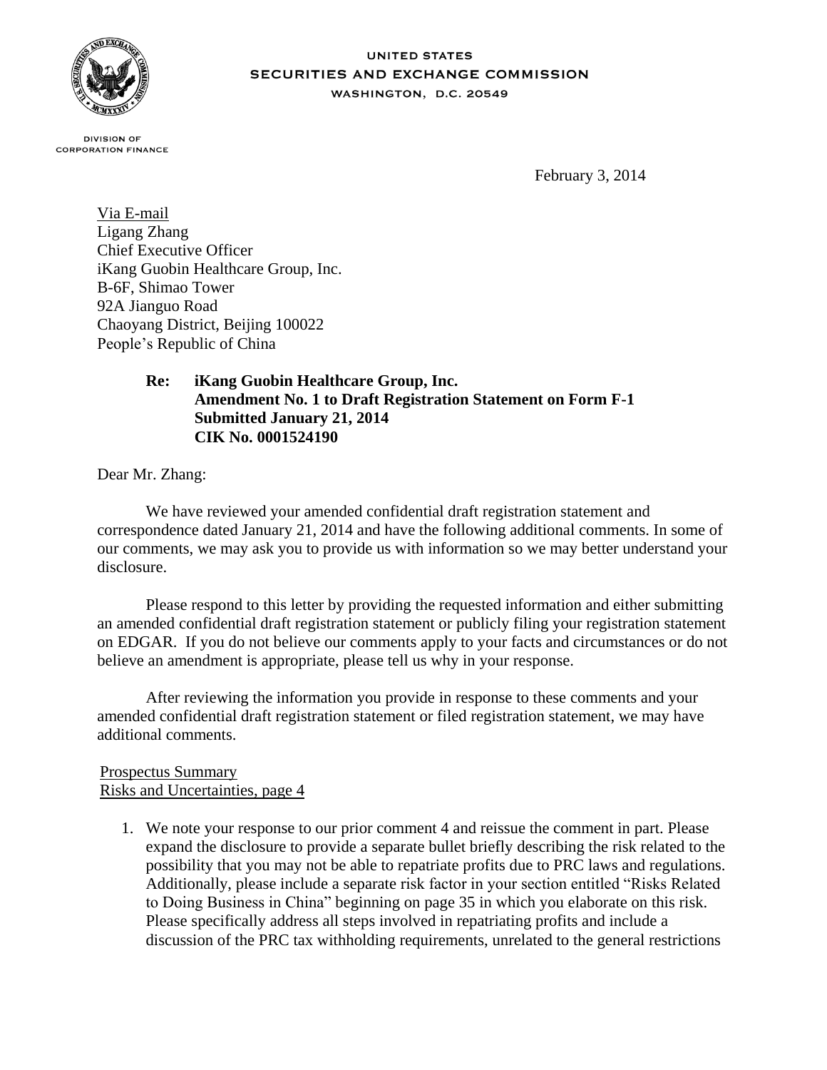UNITED STATES
SECURITIES AND EXCHANGE COMMISSION
WASHINGTON, D.C. 20549

DIVISION OF
CORPORATION FINANCE

February 3, 2014

Via E-mail
Ligang Zhang
Chief Executive Officer
iKang Guobin Healthcare Group, Inc.
B-6F, Shimao Tower
92A Jianguo Road
Chaoyang District, Beijing 100022
People's Republic of China

**Re: iKang Guobin Healthcare Group, Inc.**
**Amendment No. 1 to Draft Registration Statement on Form F-1**
**Submitted January 21, 2014**
**CIK No. 0001524190**

Dear Mr. Zhang:

We have reviewed your amended confidential draft registration statement and correspondence dated January 21, 2014 and have the following additional comments. In some of our comments, we may ask you to provide us with information so we may better understand your disclosure.

Please respond to this letter by providing the requested information and either submitting an amended confidential draft registration statement or publicly filing your registration statement on EDGAR. If you do not believe our comments apply to your facts and circumstances or do not believe an amendment is appropriate, please tell us why in your response.

After reviewing the information you provide in response to these comments and your amended confidential draft registration statement or filed registration statement, we may have additional comments.

Prospectus Summary
Risks and Uncertainties, page 4

1. We note your response to our prior comment 4 and reissue the comment in part. Please expand the disclosure to provide a separate bullet briefly describing the risk related to the possibility that you may not be able to repatriate profits due to PRC laws and regulations. Additionally, please include a separate risk factor in your section entitled "Risks Related to Doing Business in China" beginning on page 35 in which you elaborate on this risk. Please specifically address all steps involved in repatriating profits and include a discussion of the PRC tax withholding requirements, unrelated to the general restrictions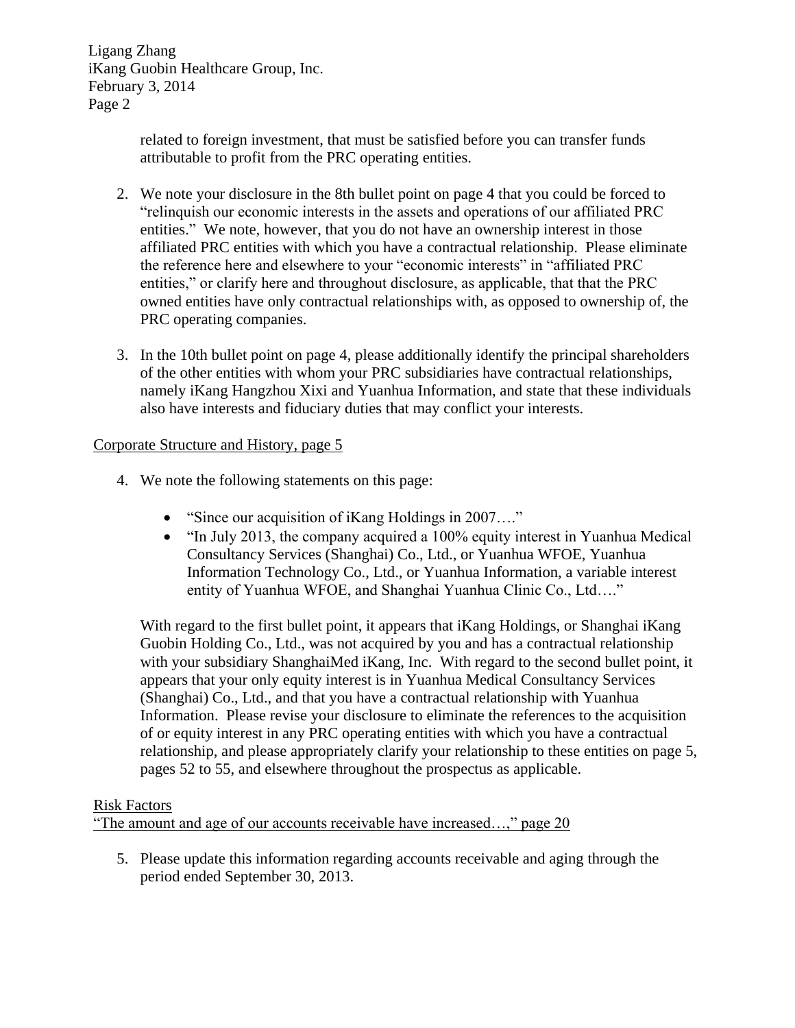related to foreign investment, that must be satisfied before you can transfer funds attributable to profit from the PRC operating entities.

2. We note your disclosure in the 8th bullet point on page 4 that you could be forced to "relinquish our economic interests in the assets and operations of our affiliated PRC entities." We note, however, that you do not have an ownership interest in those affiliated PRC entities with which you have a contractual relationship. Please eliminate the reference here and elsewhere to your "economic interests" in "affiliated PRC entities," or clarify here and throughout disclosure, as applicable, that that the PRC owned entities have only contractual relationships with, as opposed to ownership of, the PRC operating companies.

3. In the 10th bullet point on page 4, please additionally identify the principal shareholders of the other entities with whom your PRC subsidiaries have contractual relationships, namely iKang Hangzhou Xixi and Yuanhua Information, and state that these individuals also have interests and fiduciary duties that may conflict your interests.

Corporate Structure and History, page 5

4. We note the following statements on this page:

   - "Since our acquisition of iKang Holdings in 2007…."
   - "In July 2013, the company acquired a 100% equity interest in Yuanhua Medical Consultancy Services (Shanghai) Co., Ltd., or Yuanhua WFOE, Yuanhua Information Technology Co., Ltd., or Yuanhua Information, a variable interest entity of Yuanhua WFOE, and Shanghai Yuanhua Clinic Co., Ltd…."

   With regard to the first bullet point, it appears that iKang Holdings, or Shanghai iKang Guobin Holding Co., Ltd., was not acquired by you and has a contractual relationship with your subsidiary ShanghaiMed iKang, Inc. With regard to the second bullet point, it appears that your only equity interest is in Yuanhua Medical Consultancy Services (Shanghai) Co., Ltd., and that you have a contractual relationship with Yuanhua Information. Please revise your disclosure to eliminate the references to the acquisition of or equity interest in any PRC operating entities with which you have a contractual relationship, and please appropriately clarify your relationship to these entities on page 5, pages 52 to 55, and elsewhere throughout the prospectus as applicable.

Risk Factors
"The amount and age of our accounts receivable have increased…," page 20

5. Please update this information regarding accounts receivable and aging through the period ended September 30, 2013.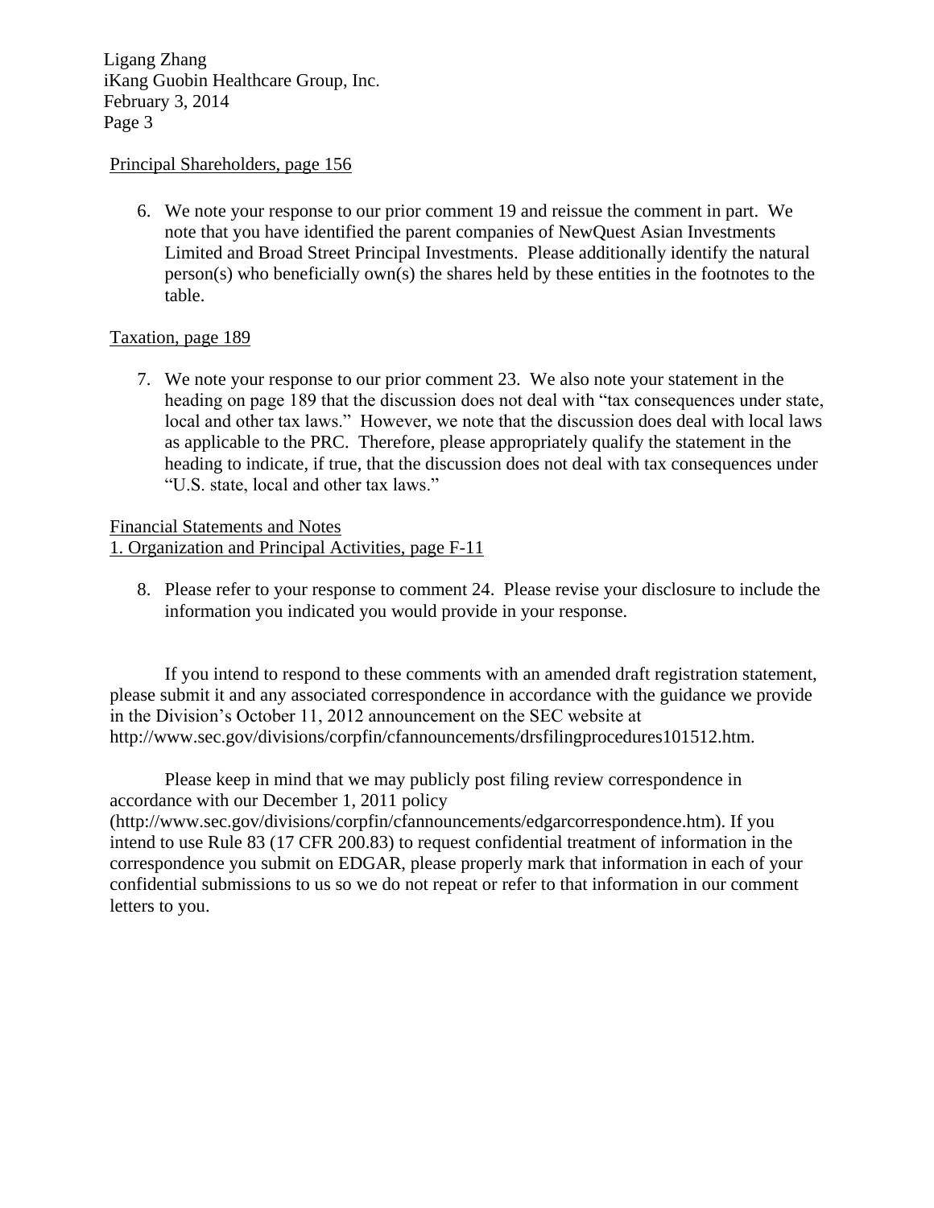Principal Shareholders, page 156

6. We note your response to our prior comment 19 and reissue the comment in part. We note that you have identified the parent companies of NewQuest Asian Investments Limited and Broad Street Principal Investments. Please additionally identify the natural person(s) who beneficially own(s) the shares held by these entities in the footnotes to the table.

Taxation, page 189

7. We note your response to our prior comment 23. We also note your statement in the heading on page 189 that the discussion does not deal with "tax consequences under state, local and other tax laws." However, we note that the discussion does deal with local laws as applicable to the PRC. Therefore, please appropriately qualify the statement in the heading to indicate, if true, that the discussion does not deal with tax consequences under "U.S. state, local and other tax laws."

Financial Statements and Notes
1. Organization and Principal Activities, page F-11

8. Please refer to your response to comment 24. Please revise your disclosure to include the information you indicated you would provide in your response.

If you intend to respond to these comments with an amended draft registration statement, please submit it and any associated correspondence in accordance with the guidance we provide in the Division's October 11, 2012 announcement on the SEC website at http://www.sec.gov/divisions/corpfin/cfannouncements/drsfilingprocedures101512.htm.

Please keep in mind that we may publicly post filing review correspondence in accordance with our December 1, 2011 policy (http://www.sec.gov/divisions/corpfin/cfannouncements/edgarcorrespondence.htm). If you intend to use Rule 83 (17 CFR 200.83) to request confidential treatment of information in the correspondence you submit on EDGAR, please properly mark that information in each of your confidential submissions to us so we do not repeat or refer to that information in our comment letters to you.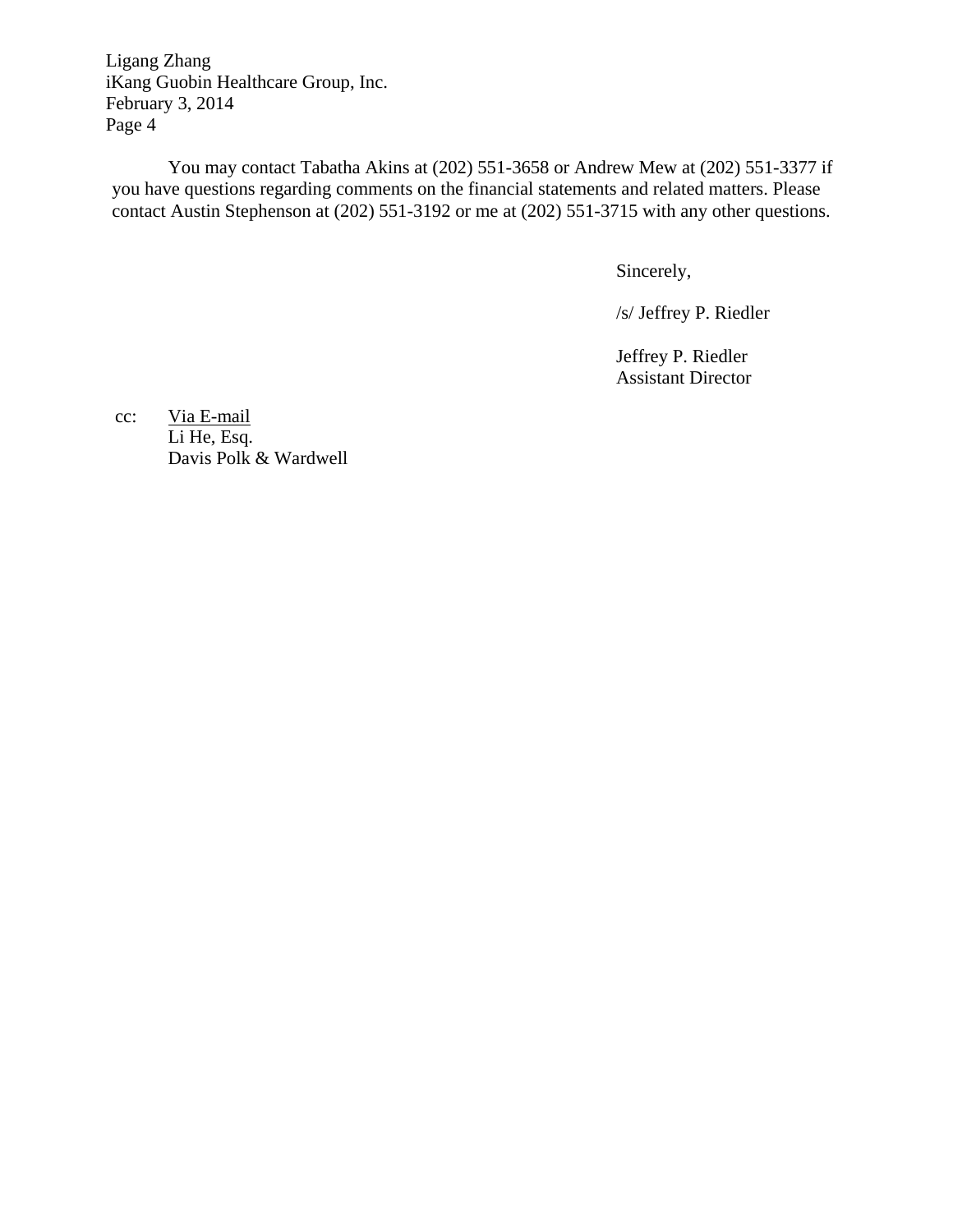You may contact Tabatha Akins at (202) 551-3658 or Andrew Mew at (202) 551-3377 if you have questions regarding comments on the financial statements and related matters. Please contact Austin Stephenson at (202) 551-3192 or me at (202) 551-3715 with any other questions.

Sincerely,

/s/ Jeffrey P. Riedler

Jeffrey P. Riedler
Assistant Director

cc: Via E-mail
Li He, Esq.
Davis Polk & Wardwell